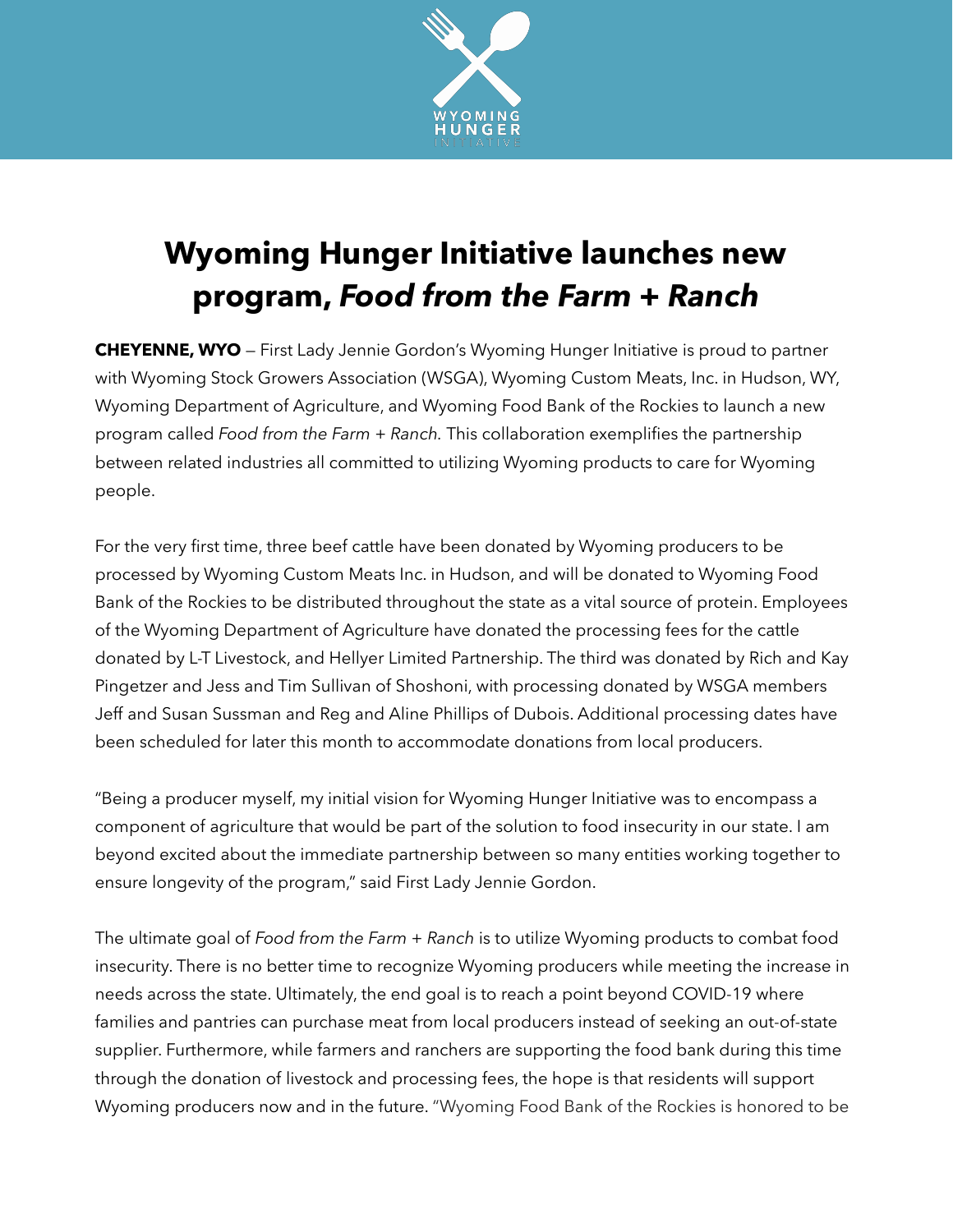# Wyoming Hunger Initiative launches new program, *Food from the Farm + Ranch*

**CHEYENNE, WYO** — First Lady Jennie Gordon's Wyoming Hunger Initiative is proud to partner with Wyoming Stock Growers Association (WSGA), Wyoming Custom Meats, Inc. in Hudson, WY, Wyoming Department of Agriculture, and Wyoming Food Bank of the Rockies to launch a new program called *Food from the Farm + Ranch*. This collaboration exemplifies the partnership between related industries all committed to utilizing Wyoming products to care for Wyoming people.

For the very first time, three beef cattle have been donated by Wyoming producers to be processed by Wyoming Custom Meats Inc. in Hudson, and will be donated to Wyoming Food Bank of the Rockies to be distributed throughout the state as a vital source of protein. Employees of the Wyoming Department of Agriculture have donated the processing fees for the cattle donated by L-T Livestock, and Hellyer Limited Partnership. The third was donated by Rich and Kay Pingetzer and Jess and Tim Sullivan of Shoshoni, with processing donated by WSGA members Jeff and Susan Sussman and Reg and Aline Phillips of Dubois. Additional processing dates have been scheduled for later this month to accommodate donations from local producers.

"Being a producer myself, my initial vision for Wyoming Hunger Initiative was to encompass a component of agriculture that would be part of the solution to food insecurity in our state. I am beyond excited about the immediate partnership between so many entities working together to ensure longevity of the program," said First Lady Jennie Gordon.

The ultimate goal of *Food from the Farm + Ranch* is to utilize Wyoming products to combat food insecurity. There is no better time to recognize Wyoming producers while meeting the increase in needs across the state. Ultimately, the end goal is to reach a point beyond COVID-19 where families and pantries can purchase meat from local producers instead of seeking an out-of-state supplier. Furthermore, while farmers and ranchers are supporting the food bank during this time through the donation of livestock and processing fees, the hope is that residents will support Wyoming producers now and in the future. "Wyoming Food Bank of the Rockies is honored to be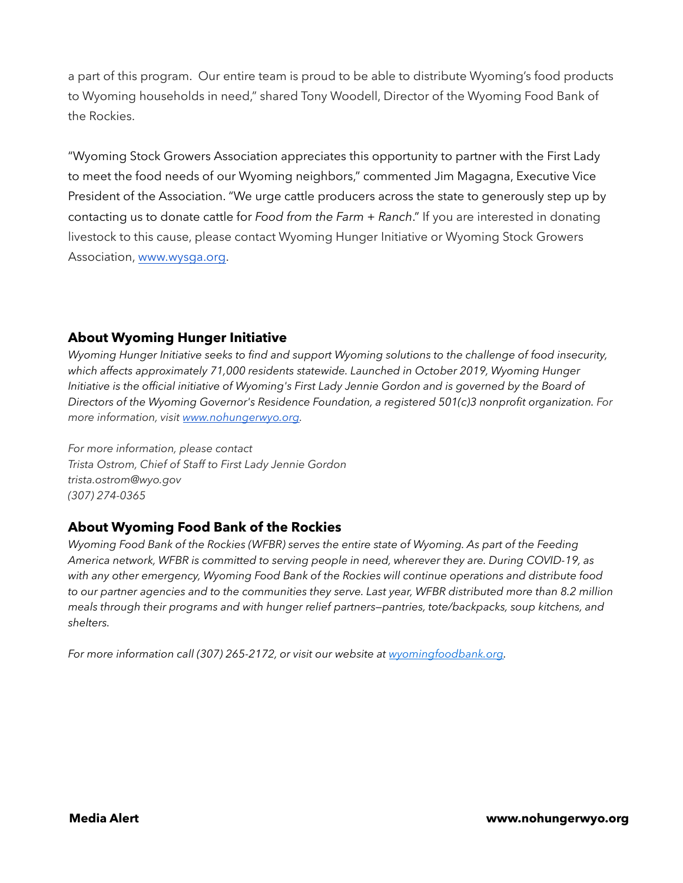a part of this program.  Our entire team is proud to be able to distribute Wyoming's food products to Wyoming households in need," shared Tony Woodell, Director of the Wyoming Food Bank of the Rockies.

"Wyoming Stock Growers Association appreciates this opportunity to partner with the First Lady to meet the food needs of our Wyoming neighbors," commented Jim Magagna, Executive Vice President of the Association. "We urge cattle producers across the state to generously step up by contacting us to donate cattle for *Food from the Farm + Ranch*." If you are interested in donating livestock to this cause, please contact Wyoming Hunger Initiative or Wyoming Stock Growers Association, [www.wysga.org](http://www.wysga.org).

## About Wyoming Hunger Initiative

*Wyoming Hunger Initiative seeks to find and support Wyoming solutions to the challenge of food insecurity, which affects approximately 71,000 residents statewide. Launched in October 2019, Wyoming Hunger Initiative is the official initiative of Wyoming's First Lady Jennie Gordon and is governed by the Board of Directors of the Wyoming Governor's Residence Foundation, a registered 501(c)3 nonprofit organization. For more information, visit [www.nohungerwyo.org](http://www.nohungerwyo.org).*

*For more information, please contact*
*Trista Ostrom, Chief of Staff to First Lady Jennie Gordon*
*trista.ostrom@wyo.gov*
*(307) 274-0365*

## About Wyoming Food Bank of the Rockies

*Wyoming Food Bank of the Rockies (WFBR) serves the entire state of Wyoming. As part of the Feeding America network, WFBR is committed to serving people in need, wherever they are. During COVID-19, as with any other emergency, Wyoming Food Bank of the Rockies will continue operations and distribute food to our partner agencies and to the communities they serve. Last year, WFBR distributed more than 8.2 million meals through their programs and with hunger relief partners—pantries, tote/backpacks, soup kitchens, and shelters.*

*For more information call (307) 265-2172, or visit our website at [wyomingfoodbank.org](http://wyomingfoodbank.org).*